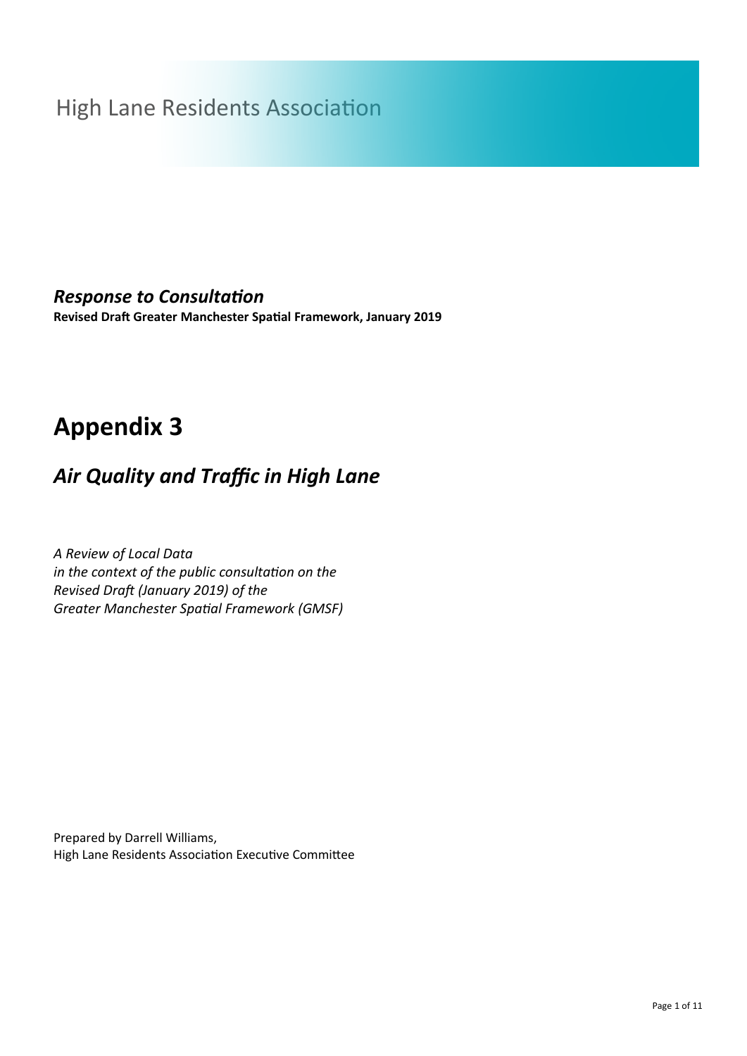High Lane Residents Association

***Response to Consultation***

**Revised Draft Greater Manchester Spatial Framework, January 2019**

# Appendix 3

## *Air Quality and Traffic in High Lane*

*A Review of Local Data*
*in the context of the public consultation on the*
*Revised Draft (January 2019) of the*
*Greater Manchester Spatial Framework (GMSF)*

Prepared by Darrell Williams,
High Lane Residents Association Executive Committee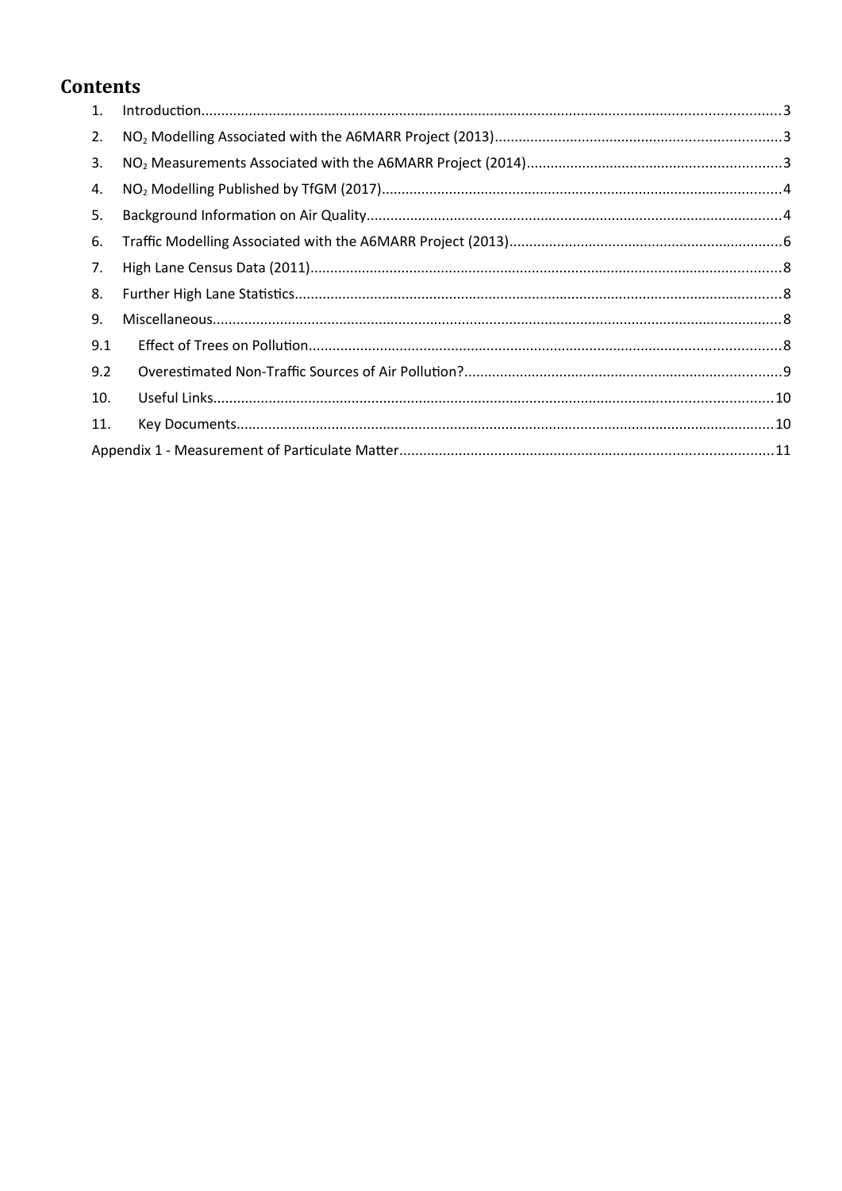# Contents

1. Introduction....3
2. $NO_2$ Modelling Associated with the A6MARR Project (2013)....3
3. $NO_2$ Measurements Associated with the A6MARR Project (2014)....3
4. $NO_2$ Modelling Published by TfGM (2017)....4
5. Background Information on Air Quality....4
6. Traffic Modelling Associated with the A6MARR Project (2013)....6
7. High Lane Census Data (2011)....8
8. Further High Lane Statistics....8
9. Miscellaneous....8

   9.1 Effect of Trees on Pollution....8

   9.2 Overestimated Non-Traffic Sources of Air Pollution?....9

10. Useful Links....10
11. Key Documents....10

Appendix 1 - Measurement of Particulate Matter....11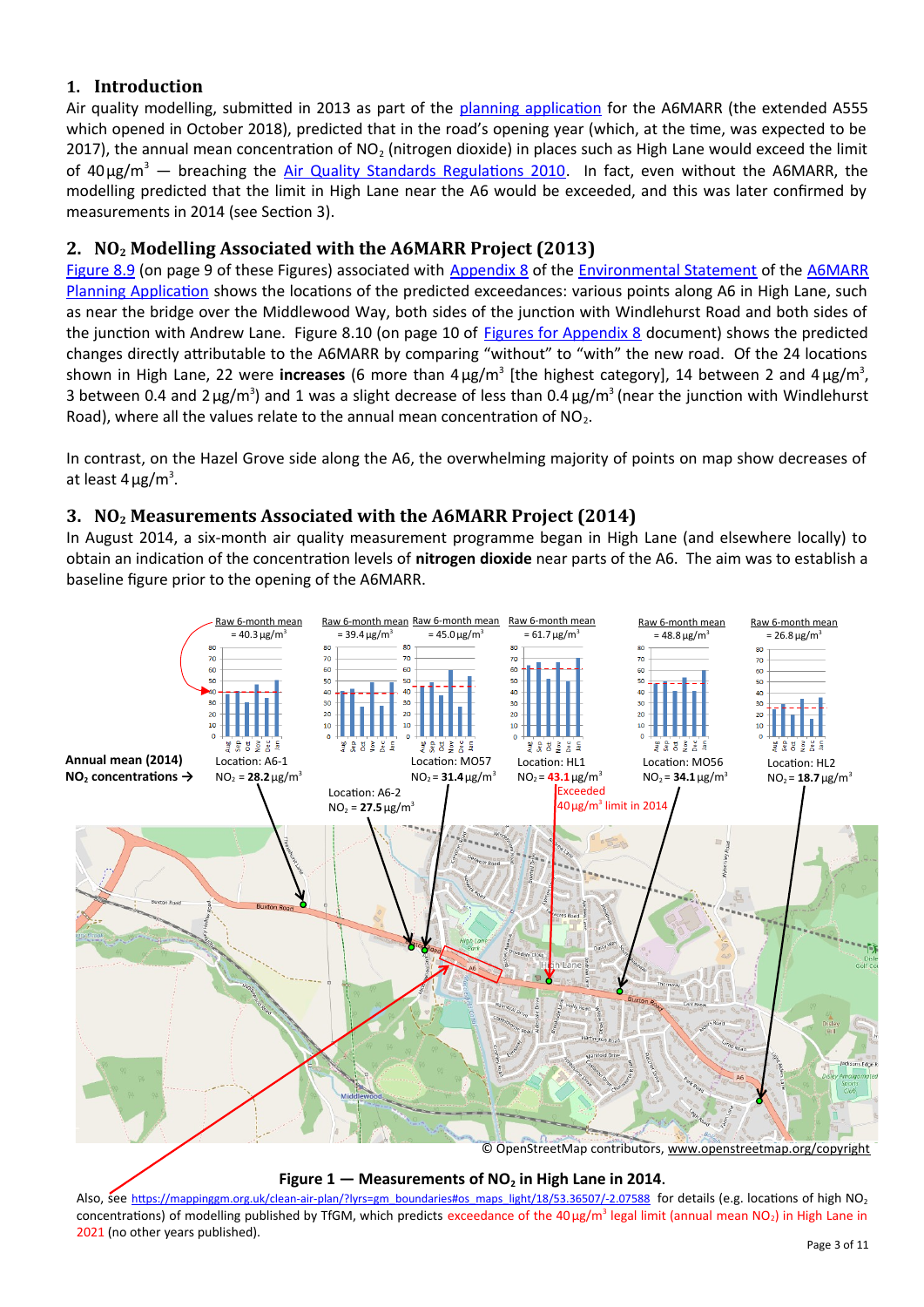## 1. Introduction

Air quality modelling, submitted in 2013 as part of the planning application for the A6MARR (the extended A555 which opened in October 2018), predicted that in the road's opening year (which, at the time, was expected to be 2017), the annual mean concentration of $NO_2$ (nitrogen dioxide) in places such as High Lane would exceed the limit of 40 μg/m³ — breaching the Air Quality Standards Regulations 2010. In fact, even without the A6MARR, the modelling predicted that the limit in High Lane near the A6 would be exceeded, and this was later confirmed by measurements in 2014 (see Section 3).

## 2. $NO_2$ Modelling Associated with the A6MARR Project (2013)

Figure 8.9 (on page 9 of these Figures) associated with Appendix 8 of the Environmental Statement of the A6MARR Planning Application shows the locations of the predicted exceedances: various points along A6 in High Lane, such as near the bridge over the Middlewood Way, both sides of the junction with Windlehurst Road and both sides of the junction with Andrew Lane. Figure 8.10 (on page 10 of Figures for Appendix 8 document) shows the predicted changes directly attributable to the A6MARR by comparing "without" to "with" the new road. Of the 24 locations shown in High Lane, 22 were **increases** (6 more than 4 μg/m³ [the highest category], 14 between 2 and 4 μg/m³, 3 between 0.4 and 2 μg/m³) and 1 was a slight decrease of less than 0.4 μg/m³ (near the junction with Windlehurst Road), where all the values relate to the annual mean concentration of $NO_2$.

In contrast, on the Hazel Grove side along the A6, the overwhelming majority of points on map show decreases of at least 4 μg/m³.

## 3. $NO_2$ Measurements Associated with the A6MARR Project (2014)

In August 2014, a six-month air quality measurement programme began in High Lane (and elsewhere locally) to obtain an indication of the concentration levels of **nitrogen dioxide** near parts of the A6. The aim was to establish a baseline figure prior to the opening of the A6MARR.

Raw 6-month mean = 40.3 μg/m³ — Location: A6-1, $NO_2$ = **28.2** μg/m³

Raw 6-month mean = 39.4 μg/m³ — Location: A6-2, $NO_2$ = **27.5** μg/m³

Raw 6-month mean = 45.0 μg/m³ — Location: MO57, $NO_2$ = **31.4** μg/m³

Raw 6-month mean = 61.7 μg/m³ — Location: HL1, $NO_2$ = **43.1** μg/m³ (Exceeded 40 μg/m³ limit in 2014)

Raw 6-month mean = 48.8 μg/m³ — Location: MO56, $NO_2$ = **34.1** μg/m³

Raw 6-month mean = 26.8 μg/m³ — Location: HL2, $NO_2$ = **18.7** μg/m³

**Annual mean (2014) $NO_2$ concentrations →**

© OpenStreetMap contributors, www.openstreetmap.org/copyright

**Figure 1 — Measurements of $NO_2$ in High Lane in 2014.**

Also, see https://mappinggm.org.uk/clean-air-plan/?lyrs=gm_boundaries#os_maps_light/18/53.36507/-2.07588 for details (e.g. locations of high $NO_2$ concentrations) of modelling published by TfGM, which predicts exceedance of the 40 μg/m³ legal limit (annual mean $NO_2$) in High Lane in 2021 (no other years published).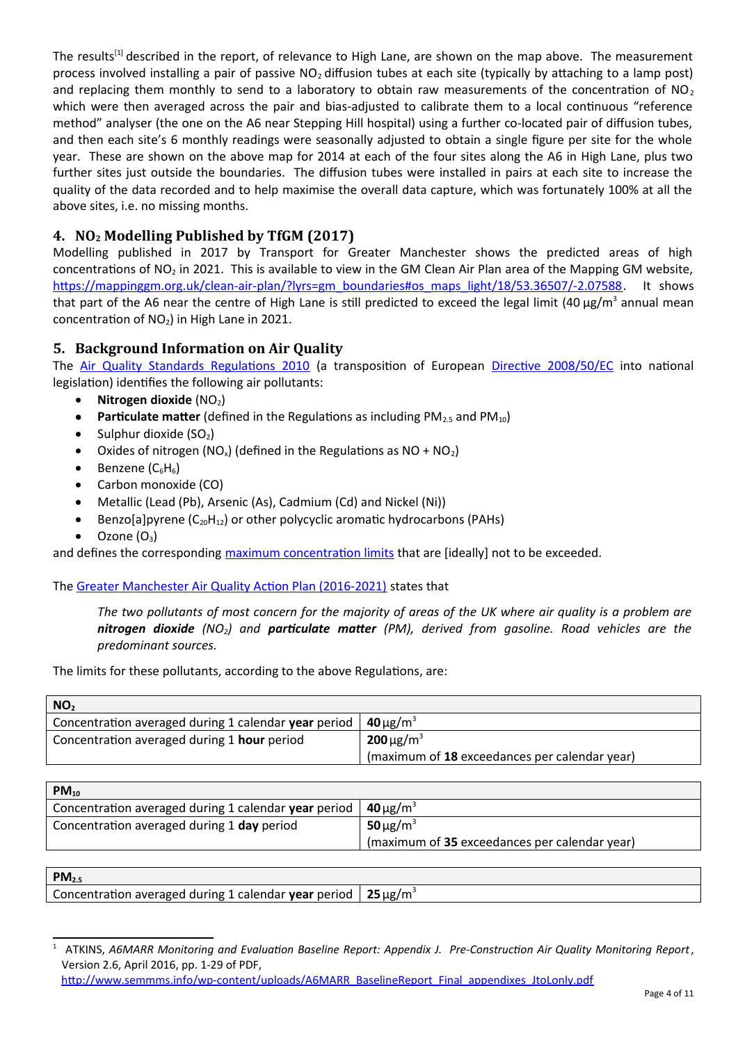The results[1] described in the report, of relevance to High Lane, are shown on the map above. The measurement process involved installing a pair of passive $NO_2$ diffusion tubes at each site (typically by attaching to a lamp post) and replacing them monthly to send to a laboratory to obtain raw measurements of the concentration of $NO_2$ which were then averaged across the pair and bias-adjusted to calibrate them to a local continuous "reference method" analyser (the one on the A6 near Stepping Hill hospital) using a further co-located pair of diffusion tubes, and then each site's 6 monthly readings were seasonally adjusted to obtain a single figure per site for the whole year. These are shown on the above map for 2014 at each of the four sites along the A6 in High Lane, plus two further sites just outside the boundaries. The diffusion tubes were installed in pairs at each site to increase the quality of the data recorded and to help maximise the overall data capture, which was fortunately 100% at all the above sites, i.e. no missing months.

## 4. $NO_2$ Modelling Published by TfGM (2017)

Modelling published in 2017 by Transport for Greater Manchester shows the predicted areas of high concentrations of $NO_2$ in 2021. This is available to view in the GM Clean Air Plan area of the Mapping GM website, https://mappinggm.org.uk/clean-air-plan/?lyrs=gm_boundaries#os_maps_light/18/53.36507/-2.07588. It shows that part of the A6 near the centre of High Lane is still predicted to exceed the legal limit (40 µg/m³ annual mean concentration of $NO_2$) in High Lane in 2021.

## 5. Background Information on Air Quality

The Air Quality Standards Regulations 2010 (a transposition of European Directive 2008/50/EC into national legislation) identifies the following air pollutants:

- **Nitrogen dioxide** ($NO_2$)
- **Particulate matter** (defined in the Regulations as including $PM_{2.5}$ and $PM_{10}$)
- Sulphur dioxide ($SO_2$)
- Oxides of nitrogen ($NO_x$) (defined in the Regulations as NO + $NO_2$)
- Benzene ($C_6H_6$)
- Carbon monoxide (CO)
- Metallic (Lead (Pb), Arsenic (As), Cadmium (Cd) and Nickel (Ni))
- Benzo[a]pyrene ($C_{20}H_{12}$) or other polycyclic aromatic hydrocarbons (PAHs)
- Ozone ($O_3$)

and defines the corresponding maximum concentration limits that are [ideally] not to be exceeded.

The Greater Manchester Air Quality Action Plan (2016-2021) states that

> *The two pollutants of most concern for the majority of areas of the UK where air quality is a problem are* ***nitrogen dioxide*** *($NO_2$) and* ***particulate matter*** *(PM), derived from gasoline. Road vehicles are the predominant sources.*

The limits for these pollutants, according to the above Regulations, are:

| $NO_2$ | |
|---|---|
| Concentration averaged during 1 calendar **year** period | **40** µg/m³ |
| Concentration averaged during 1 **hour** period | **200** µg/m³ (maximum of **18** exceedances per calendar year) |

| $PM_{10}$ | |
|---|---|
| Concentration averaged during 1 calendar **year** period | **40** µg/m³ |
| Concentration averaged during 1 **day** period | **50** µg/m³ (maximum of **35** exceedances per calendar year) |

| $PM_{2.5}$ | |
|---|---|
| Concentration averaged during 1 calendar **year** period | **25** µg/m³ |

[1] ATKINS, *A6MARR Monitoring and Evaluation Baseline Report: Appendix J. Pre-Construction Air Quality Monitoring Report*, Version 2.6, April 2016, pp. 1-29 of PDF, http://www.semmms.info/wp-content/uploads/A6MARR_BaselineReport_Final_appendixes_JtoLonly.pdf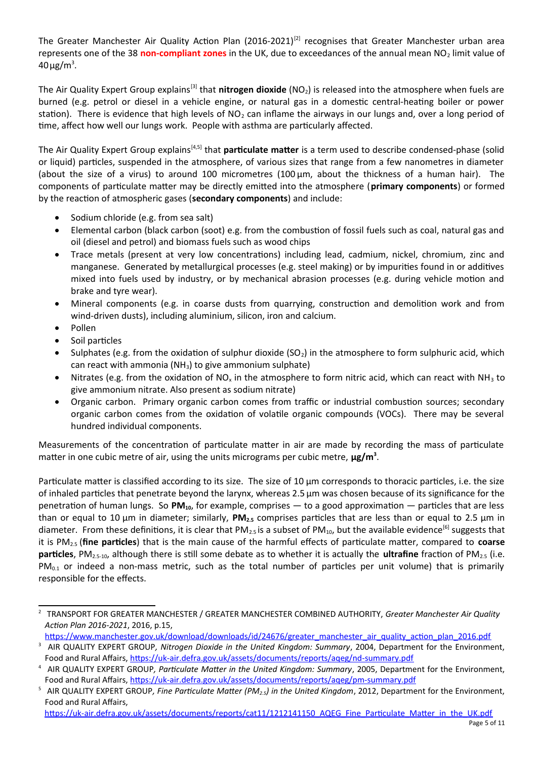The Greater Manchester Air Quality Action Plan (2016-2021)[2] recognises that Greater Manchester urban area represents one of the 38 **non-compliant zones** in the UK, due to exceedances of the annual mean $NO_2$ limit value of 40 µg/m$^3$.

The Air Quality Expert Group explains[3] that **nitrogen dioxide** ($NO_2$) is released into the atmosphere when fuels are burned (e.g. petrol or diesel in a vehicle engine, or natural gas in a domestic central-heating boiler or power station). There is evidence that high levels of $NO_2$ can inflame the airways in our lungs and, over a long period of time, affect how well our lungs work. People with asthma are particularly affected.

The Air Quality Expert Group explains[4,5] that **particulate matter** is a term used to describe condensed-phase (solid or liquid) particles, suspended in the atmosphere, of various sizes that range from a few nanometres in diameter (about the size of a virus) to around 100 micrometres (100 µm, about the thickness of a human hair). The components of particulate matter may be directly emitted into the atmosphere (**primary components**) or formed by the reaction of atmospheric gases (**secondary components**) and include:

- Sodium chloride (e.g. from sea salt)
- Elemental carbon (black carbon (soot) e.g. from the combustion of fossil fuels such as coal, natural gas and oil (diesel and petrol) and biomass fuels such as wood chips
- Trace metals (present at very low concentrations) including lead, cadmium, nickel, chromium, zinc and manganese. Generated by metallurgical processes (e.g. steel making) or by impurities found in or additives mixed into fuels used by industry, or by mechanical abrasion processes (e.g. during vehicle motion and brake and tyre wear).
- Mineral components (e.g. in coarse dusts from quarrying, construction and demolition work and from wind-driven dusts), including aluminium, silicon, iron and calcium.
- Pollen
- Soil particles
- Sulphates (e.g. from the oxidation of sulphur dioxide ($SO_2$) in the atmosphere to form sulphuric acid, which can react with ammonia ($NH_3$) to give ammonium sulphate)
- Nitrates (e.g. from the oxidation of $NO_x$ in the atmosphere to form nitric acid, which can react with $NH_3$ to give ammonium nitrate. Also present as sodium nitrate)
- Organic carbon. Primary organic carbon comes from traffic or industrial combustion sources; secondary organic carbon comes from the oxidation of volatile organic compounds (VOCs). There may be several hundred individual components.

Measurements of the concentration of particulate matter in air are made by recording the mass of particulate matter in one cubic metre of air, using the units micrograms per cubic metre, **µg/m$^3$**.

Particulate matter is classified according to its size. The size of 10 µm corresponds to thoracic particles, i.e. the size of inhaled particles that penetrate beyond the larynx, whereas 2.5 µm was chosen because of its significance for the penetration of human lungs. So **$PM_{10}$**, for example, comprises — to a good approximation — particles that are less than or equal to 10 µm in diameter; similarly, **$PM_{2.5}$** comprises particles that are less than or equal to 2.5 µm in diameter. From these definitions, it is clear that $PM_{2.5}$ is a subset of $PM_{10}$, but the available evidence[6] suggests that it is $PM_{2.5}$ (**fine particles**) that is the main cause of the harmful effects of particulate matter, compared to **coarse particles**, $PM_{2.5\text{-}10}$, although there is still some debate as to whether it is actually the **ultrafine** fraction of $PM_{2.5}$ (i.e. $PM_{0.1}$ or indeed a non-mass metric, such as the total number of particles per unit volume) that is primarily responsible for the effects.

---

[2] TRANSPORT FOR GREATER MANCHESTER / GREATER MANCHESTER COMBINED AUTHORITY, *Greater Manchester Air Quality Action Plan 2016-2021*, 2016, p.15, https://www.manchester.gov.uk/download/downloads/id/24676/greater_manchester_air_quality_action_plan_2016.pdf

[3] AIR QUALITY EXPERT GROUP, *Nitrogen Dioxide in the United Kingdom: Summary*, 2004, Department for the Environment, Food and Rural Affairs, https://uk-air.defra.gov.uk/assets/documents/reports/aqeg/nd-summary.pdf

[4] AIR QUALITY EXPERT GROUP, *Particulate Matter in the United Kingdom: Summary*, 2005, Department for the Environment, Food and Rural Affairs, https://uk-air.defra.gov.uk/assets/documents/reports/aqeg/pm-summary.pdf

[5] AIR QUALITY EXPERT GROUP, *Fine Particulate Matter ($PM_{2.5}$) in the United Kingdom*, 2012, Department for the Environment, Food and Rural Affairs, https://uk-air.defra.gov.uk/assets/documents/reports/cat11/1212141150_AQEG_Fine_Particulate_Matter_in_the_UK.pdf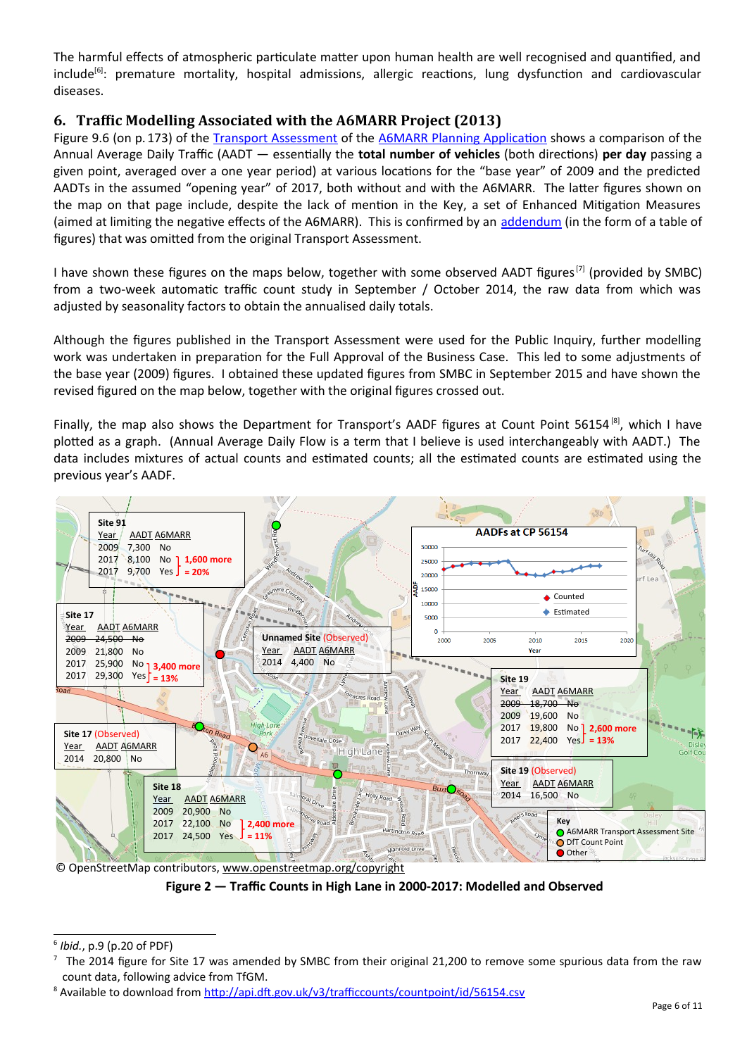The harmful effects of atmospheric particulate matter upon human health are well recognised and quantified, and include[6]: premature mortality, hospital admissions, allergic reactions, lung dysfunction and cardiovascular diseases.

## 6. Traffic Modelling Associated with the A6MARR Project (2013)

Figure 9.6 (on p. 173) of the Transport Assessment of the A6MARR Planning Application shows a comparison of the Annual Average Daily Traffic (AADT — essentially the **total number of vehicles** (both directions) **per day** passing a given point, averaged over a one year period) at various locations for the "base year" of 2009 and the predicted AADTs in the assumed "opening year" of 2017, both without and with the A6MARR. The latter figures shown on the map on that page include, despite the lack of mention in the Key, a set of Enhanced Mitigation Measures (aimed at limiting the negative effects of the A6MARR). This is confirmed by an addendum (in the form of a table of figures) that was omitted from the original Transport Assessment.

I have shown these figures on the maps below, together with some observed AADT figures[7] (provided by SMBC) from a two-week automatic traffic count study in September / October 2014, the raw data from which was adjusted by seasonality factors to obtain the annualised daily totals.

Although the figures published in the Transport Assessment were used for the Public Inquiry, further modelling work was undertaken in preparation for the Full Approval of the Business Case. This led to some adjustments of the base year (2009) figures. I obtained these updated figures from SMBC in September 2015 and have shown the revised figured on the map below, together with the original figures crossed out.

Finally, the map also shows the Department for Transport's AADF figures at Count Point 56154[8], which I have plotted as a graph. (Annual Average Daily Flow is a term that I believe is used interchangeably with AADT.) The data includes mixtures of actual counts and estimated counts; all the estimated counts are estimated using the previous year's AADF.

**Site 91**

| Year | AADT | A6MARR |
|---|---|---|
| 2009 | 7,300 | No |
| 2017 | 8,100 | No |
| 2017 | 9,700 | Yes |

1,600 more = 20%

**Site 17**

| Year | AADT | A6MARR |
|---|---|---|
| ~~2009~~ | ~~24,500~~ | ~~No~~ |
| 2009 | 21,800 | No |
| 2017 | 25,900 | No |
| 2017 | 29,300 | Yes |

3,400 more = 13%

**Site 17 (Observed)**

| Year | AADT | A6MARR |
|---|---|---|
| 2014 | 20,800 | No |

**Unnamed Site (Observed)**

| Year | AADT | A6MARR |
|---|---|---|
| 2014 | 4,400 | No |

**Site 18**

| Year | AADT | A6MARR |
|---|---|---|
| 2009 | 20,900 | No |
| 2017 | 22,100 | No |
| 2017 | 24,500 | Yes |

2,400 more = 11%

**Site 19**

| Year | AADT | A6MARR |
|---|---|---|
| ~~2009~~ | ~~18,700~~ | ~~No~~ |
| 2009 | 19,600 | No |
| 2017 | 19,800 | No |
| 2017 | 22,400 | Yes |

2,600 more = 13%

**Site 19 (Observed)**

| Year | AADT | A6MARR |
|---|---|---|
| 2014 | 16,500 | No |

AADFs at CP 56154 (graph: AADF vs Year, 2000–2020; Counted / Estimated)

Key: A6MARR Transport Assessment Site; DfT Count Point; Other

© OpenStreetMap contributors, www.openstreetmap.org/copyright

**Figure 2 — Traffic Counts in High Lane in 2000-2017: Modelled and Observed**

---

[6] *Ibid.*, p.9 (p.20 of PDF)

[7] The 2014 figure for Site 17 was amended by SMBC from their original 21,200 to remove some spurious data from the raw count data, following advice from TfGM.

[8] Available to download from http://api.dft.gov.uk/v3/trafficcounts/countpoint/id/56154.csv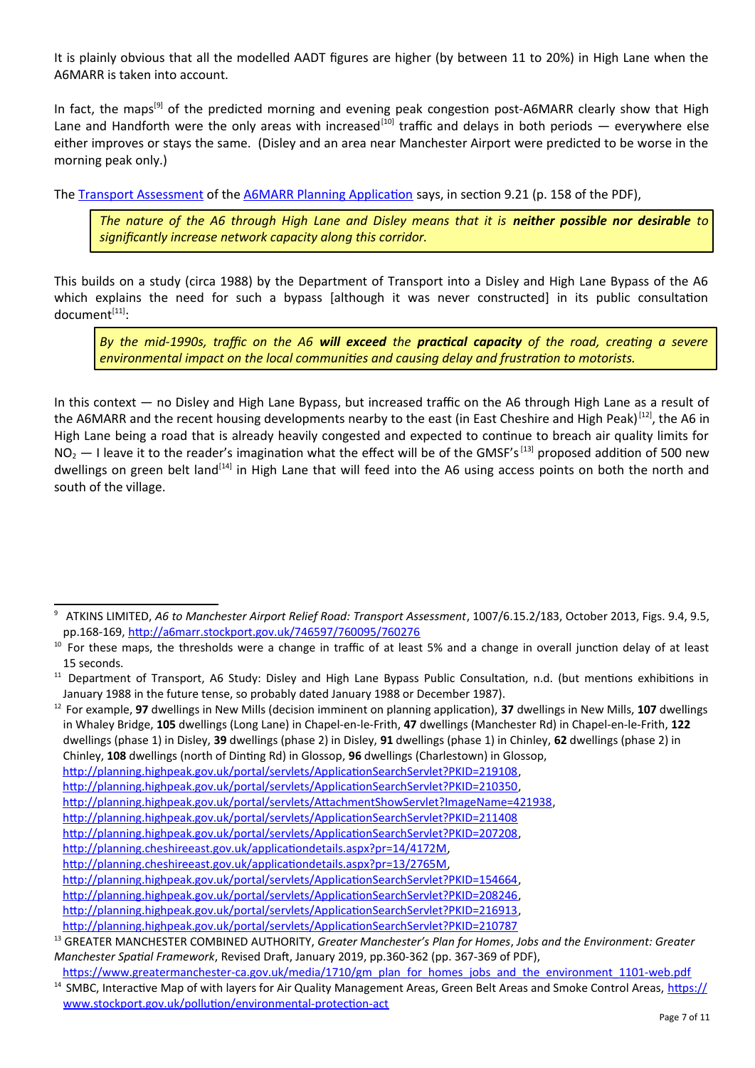It is plainly obvious that all the modelled AADT figures are higher (by between 11 to 20%) in High Lane when the A6MARR is taken into account.

In fact, the maps[9] of the predicted morning and evening peak congestion post-A6MARR clearly show that High Lane and Handforth were the only areas with increased[10] traffic and delays in both periods — everywhere else either improves or stays the same. (Disley and an area near Manchester Airport were predicted to be worse in the morning peak only.)

The [Transport Assessment](http://a6marr.stockport.gov.uk/746597/760095/760276) of the [A6MARR Planning Application](http://a6marr.stockport.gov.uk) says, in section 9.21 (p. 158 of the PDF),

> *The nature of the A6 through High Lane and Disley means that it is* ***neither possible nor desirable*** *to significantly increase network capacity along this corridor.*

This builds on a study (circa 1988) by the Department of Transport into a Disley and High Lane Bypass of the A6 which explains the need for such a bypass [although it was never constructed] in its public consultation document[11]:

> *By the mid-1990s, traffic on the A6* ***will exceed*** *the* ***practical capacity*** *of the road, creating a severe environmental impact on the local communities and causing delay and frustration to motorists.*

In this context — no Disley and High Lane Bypass, but increased traffic on the A6 through High Lane as a result of the A6MARR and the recent housing developments nearby to the east (in East Cheshire and High Peak)[12], the A6 in High Lane being a road that is already heavily congested and expected to continue to breach air quality limits for $NO_2$ — I leave it to the reader's imagination what the effect will be of the GMSF's[13] proposed addition of 500 new dwellings on green belt land[14] in High Lane that will feed into the A6 using access points on both the north and south of the village.

---

9 ATKINS LIMITED, *A6 to Manchester Airport Relief Road: Transport Assessment*, 1007/6.15.2/183, October 2013, Figs. 9.4, 9.5, pp.168-169, http://a6marr.stockport.gov.uk/746597/760095/760276

10 For these maps, the thresholds were a change in traffic of at least 5% and a change in overall junction delay of at least 15 seconds.

11 Department of Transport, A6 Study: Disley and High Lane Bypass Public Consultation, n.d. (but mentions exhibitions in January 1988 in the future tense, so probably dated January 1988 or December 1987).

12 For example, **97** dwellings in New Mills (decision imminent on planning application), **37** dwellings in New Mills, **107** dwellings in Whaley Bridge, **105** dwellings (Long Lane) in Chapel-en-le-Frith, **47** dwellings (Manchester Rd) in Chapel-en-le-Frith, **122** dwellings (phase 1) in Disley, **39** dwellings (phase 2) in Disley, **91** dwellings (phase 1) in Chinley, **62** dwellings (phase 2) in Chinley, **108** dwellings (north of Dinting Rd) in Glossop, **96** dwellings (Charlestown) in Glossop,
http://planning.highpeak.gov.uk/portal/servlets/ApplicationSearchServlet?PKID=219108,
http://planning.highpeak.gov.uk/portal/servlets/ApplicationSearchServlet?PKID=210350,
http://planning.highpeak.gov.uk/portal/servlets/AttachmentShowServlet?ImageName=421938,
http://planning.highpeak.gov.uk/portal/servlets/ApplicationSearchServlet?PKID=211408
http://planning.highpeak.gov.uk/portal/servlets/ApplicationSearchServlet?PKID=207208,
http://planning.cheshireeast.gov.uk/applicationdetails.aspx?pr=14/4172M,
http://planning.cheshireeast.gov.uk/applicationdetails.aspx?pr=13/2765M,
http://planning.highpeak.gov.uk/portal/servlets/ApplicationSearchServlet?PKID=154664,
http://planning.highpeak.gov.uk/portal/servlets/ApplicationSearchServlet?PKID=208246,
http://planning.highpeak.gov.uk/portal/servlets/ApplicationSearchServlet?PKID=216913,
http://planning.highpeak.gov.uk/portal/servlets/ApplicationSearchServlet?PKID=210787

13 GREATER MANCHESTER COMBINED AUTHORITY, *Greater Manchester's Plan for Homes*, *Jobs and the Environment: Greater Manchester Spatial Framework*, Revised Draft, January 2019, pp.360-362 (pp. 367-369 of PDF),
https://www.greatermanchester-ca.gov.uk/media/1710/gm_plan_for_homes_jobs_and_the_environment_1101-web.pdf

14 SMBC, Interactive Map of with layers for Air Quality Management Areas, Green Belt Areas and Smoke Control Areas, https://www.stockport.gov.uk/pollution/environmental-protection-act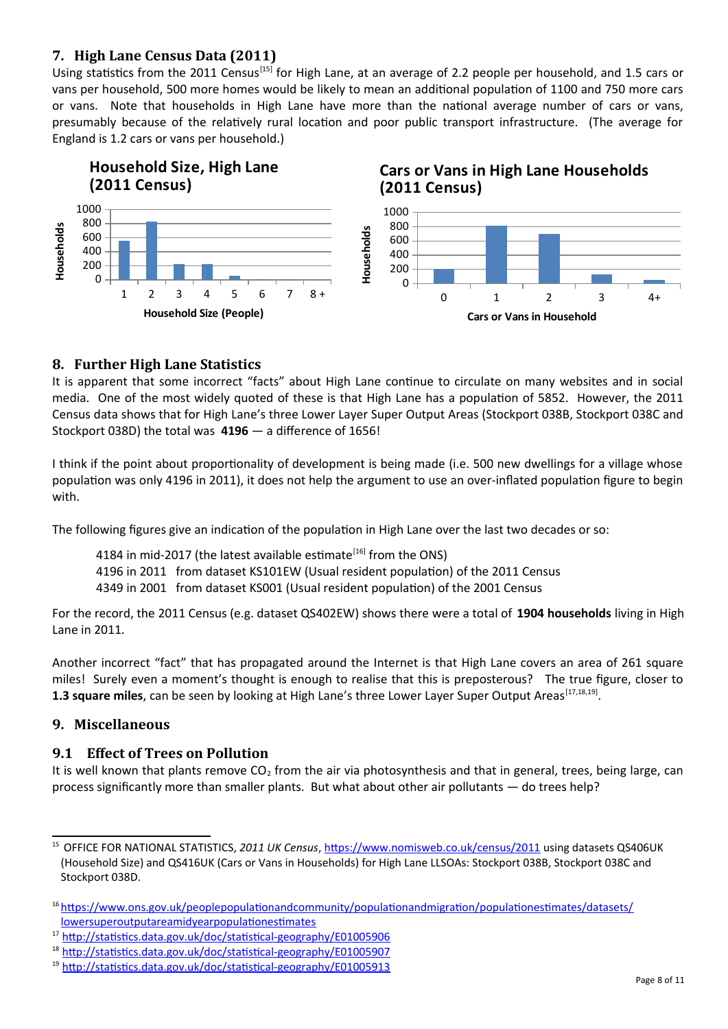## 7. High Lane Census Data (2011)

Using statistics from the 2011 Census[15] for High Lane, at an average of 2.2 people per household, and 1.5 cars or vans per household, 500 more homes would be likely to mean an additional population of 1100 and 750 more cars or vans. Note that households in High Lane have more than the national average number of cars or vans, presumably because of the relatively rural location and poor public transport infrastructure. (The average for England is 1.2 cars or vans per household.)

**Household Size, High Lane (2011 Census)**

**Cars or Vans in High Lane Households (2011 Census)**

## 8. Further High Lane Statistics

It is apparent that some incorrect "facts" about High Lane continue to circulate on many websites and in social media. One of the most widely quoted of these is that High Lane has a population of 5852. However, the 2011 Census data shows that for High Lane's three Lower Layer Super Output Areas (Stockport 038B, Stockport 038C and Stockport 038D) the total was **4196** — a difference of 1656!

I think if the point about proportionality of development is being made (i.e. 500 new dwellings for a village whose population was only 4196 in 2011), it does not help the argument to use an over-inflated population figure to begin with.

The following figures give an indication of the population in High Lane over the last two decades or so:

> 4184 in mid-2017 (the latest available estimate[16] from the ONS)
> 4196 in 2011 from dataset KS101EW (Usual resident population) of the 2011 Census
> 4349 in 2001 from dataset KS001 (Usual resident population) of the 2001 Census

For the record, the 2011 Census (e.g. dataset QS402EW) shows there were a total of **1904 households** living in High Lane in 2011.

Another incorrect "fact" that has propagated around the Internet is that High Lane covers an area of 261 square miles! Surely even a moment's thought is enough to realise that this is preposterous? The true figure, closer to **1.3 square miles**, can be seen by looking at High Lane's three Lower Layer Super Output Areas[17,18,19].

## 9. Miscellaneous

### 9.1 Effect of Trees on Pollution

It is well known that plants remove $CO_2$ from the air via photosynthesis and that in general, trees, being large, can process significantly more than smaller plants. But what about other air pollutants — do trees help?

---

[15] OFFICE FOR NATIONAL STATISTICS, *2011 UK Census*, https://www.nomisweb.co.uk/census/2011 using datasets QS406UK (Household Size) and QS416UK (Cars or Vans in Households) for High Lane LLSOAs: Stockport 038B, Stockport 038C and Stockport 038D.

[16] https://www.ons.gov.uk/peoplepopulationandcommunity/populationandmigration/populationestimates/datasets/lowersuperoutputareamidyearpopulationestimates

[17] http://statistics.data.gov.uk/doc/statistical-geography/E01005906

[18] http://statistics.data.gov.uk/doc/statistical-geography/E01005907

[19] http://statistics.data.gov.uk/doc/statistical-geography/E01005913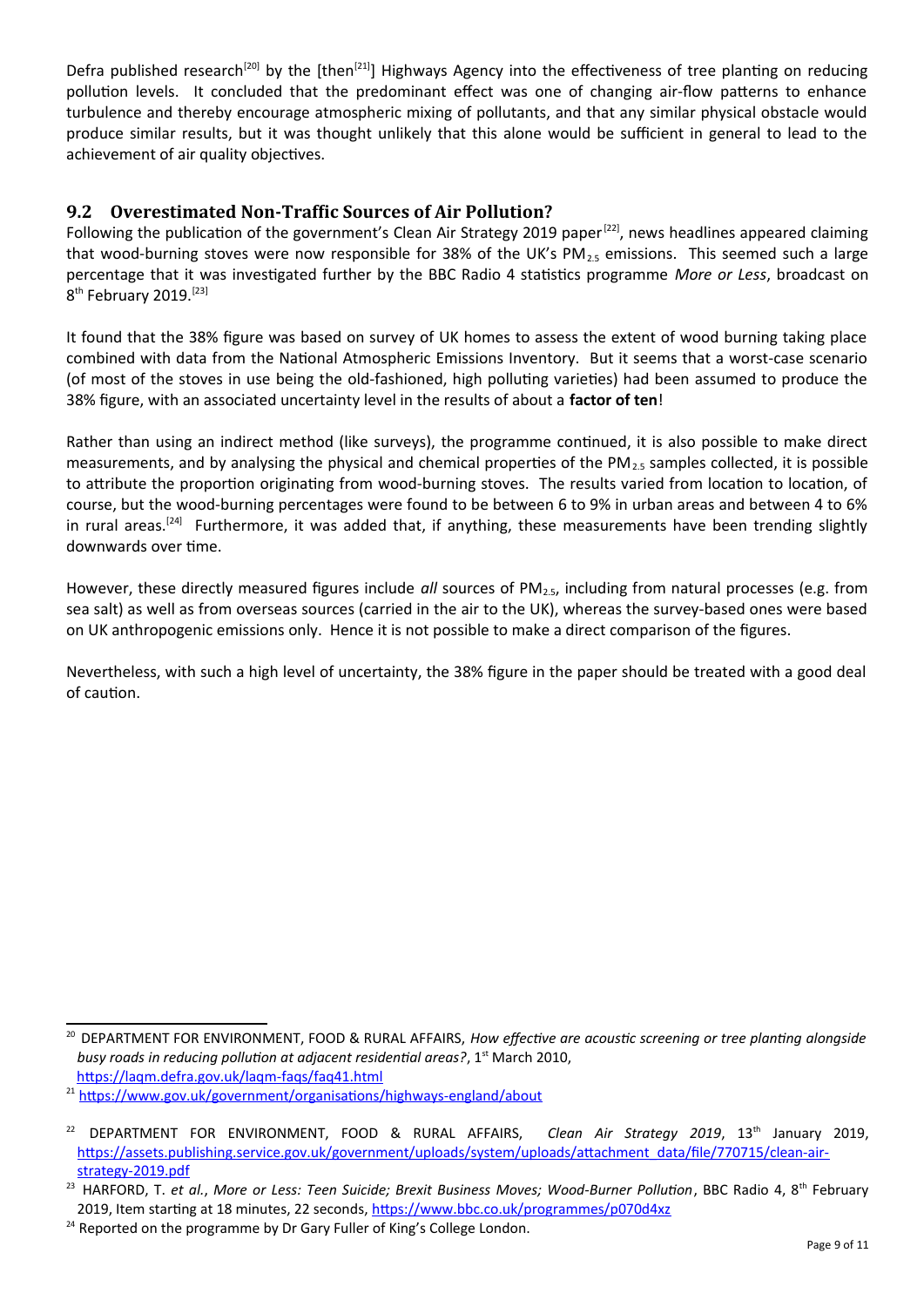Defra published research[20] by the [then[21]] Highways Agency into the effectiveness of tree planting on reducing pollution levels. It concluded that the predominant effect was one of changing air-flow patterns to enhance turbulence and thereby encourage atmospheric mixing of pollutants, and that any similar physical obstacle would produce similar results, but it was thought unlikely that this alone would be sufficient in general to lead to the achievement of air quality objectives.

## 9.2 Overestimated Non-Traffic Sources of Air Pollution?

Following the publication of the government's Clean Air Strategy 2019 paper[22], news headlines appeared claiming that wood-burning stoves were now responsible for 38% of the UK's $PM_{2.5}$ emissions. This seemed such a large percentage that it was investigated further by the BBC Radio 4 statistics programme *More or Less*, broadcast on 8th February 2019.[23]

It found that the 38% figure was based on survey of UK homes to assess the extent of wood burning taking place combined with data from the National Atmospheric Emissions Inventory. But it seems that a worst-case scenario (of most of the stoves in use being the old-fashioned, high polluting varieties) had been assumed to produce the 38% figure, with an associated uncertainty level in the results of about a **factor of ten**!

Rather than using an indirect method (like surveys), the programme continued, it is also possible to make direct measurements, and by analysing the physical and chemical properties of the $PM_{2.5}$ samples collected, it is possible to attribute the proportion originating from wood-burning stoves. The results varied from location to location, of course, but the wood-burning percentages were found to be between 6 to 9% in urban areas and between 4 to 6% in rural areas.[24] Furthermore, it was added that, if anything, these measurements have been trending slightly downwards over time.

However, these directly measured figures include *all* sources of $PM_{2.5}$, including from natural processes (e.g. from sea salt) as well as from overseas sources (carried in the air to the UK), whereas the survey-based ones were based on UK anthropogenic emissions only. Hence it is not possible to make a direct comparison of the figures.

Nevertheless, with such a high level of uncertainty, the 38% figure in the paper should be treated with a good deal of caution.

---

[20] DEPARTMENT FOR ENVIRONMENT, FOOD & RURAL AFFAIRS, *How effective are acoustic screening or tree planting alongside busy roads in reducing pollution at adjacent residential areas?*, 1st March 2010, https://laqm.defra.gov.uk/laqm-faqs/faq41.html

[21] https://www.gov.uk/government/organisations/highways-england/about

[22] DEPARTMENT FOR ENVIRONMENT, FOOD & RURAL AFFAIRS, *Clean Air Strategy 2019*, 13th January 2019, https://assets.publishing.service.gov.uk/government/uploads/system/uploads/attachment_data/file/770715/clean-air-strategy-2019.pdf

[23] HARFORD, T. *et al.*, *More or Less: Teen Suicide; Brexit Business Moves; Wood-Burner Pollution*, BBC Radio 4, 8th February 2019, Item starting at 18 minutes, 22 seconds, https://www.bbc.co.uk/programmes/p070d4xz

[24] Reported on the programme by Dr Gary Fuller of King's College London.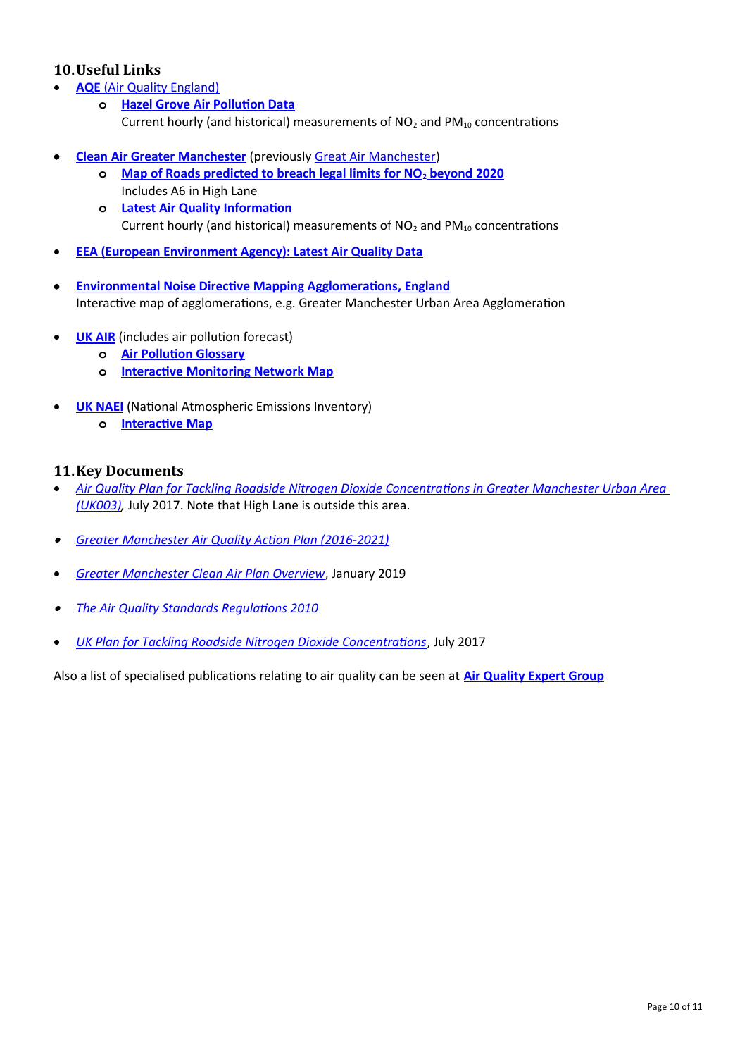## 10. Useful Links

- **AQE** (Air Quality England)
  - **Hazel Grove Air Pollution Data**
    Current hourly (and historical) measurements of $NO_2$ and $PM_{10}$ concentrations

- **Clean Air Greater Manchester** (previously Great Air Manchester)
  - **Map of Roads predicted to breach legal limits for $NO_2$ beyond 2020**
    Includes A6 in High Lane
  - **Latest Air Quality Information**
    Current hourly (and historical) measurements of $NO_2$ and $PM_{10}$ concentrations

- **EEA (European Environment Agency): Latest Air Quality Data**

- **Environmental Noise Directive Mapping Agglomerations, England**
  Interactive map of agglomerations, e.g. Greater Manchester Urban Area Agglomeration

- **UK AIR** (includes air pollution forecast)
  - **Air Pollution Glossary**
  - **Interactive Monitoring Network Map**

- **UK NAEI** (National Atmospheric Emissions Inventory)
  - **Interactive Map**

## 11. Key Documents

- *Air Quality Plan for Tackling Roadside Nitrogen Dioxide Concentrations in Greater Manchester Urban Area (UK003)*, July 2017. Note that High Lane is outside this area.

- *Greater Manchester Air Quality Action Plan (2016-2021)*

- *Greater Manchester Clean Air Plan Overview*, January 2019

- *The Air Quality Standards Regulations 2010*

- *UK Plan for Tackling Roadside Nitrogen Dioxide Concentrations*, July 2017

Also a list of specialised publications relating to air quality can be seen at **Air Quality Expert Group**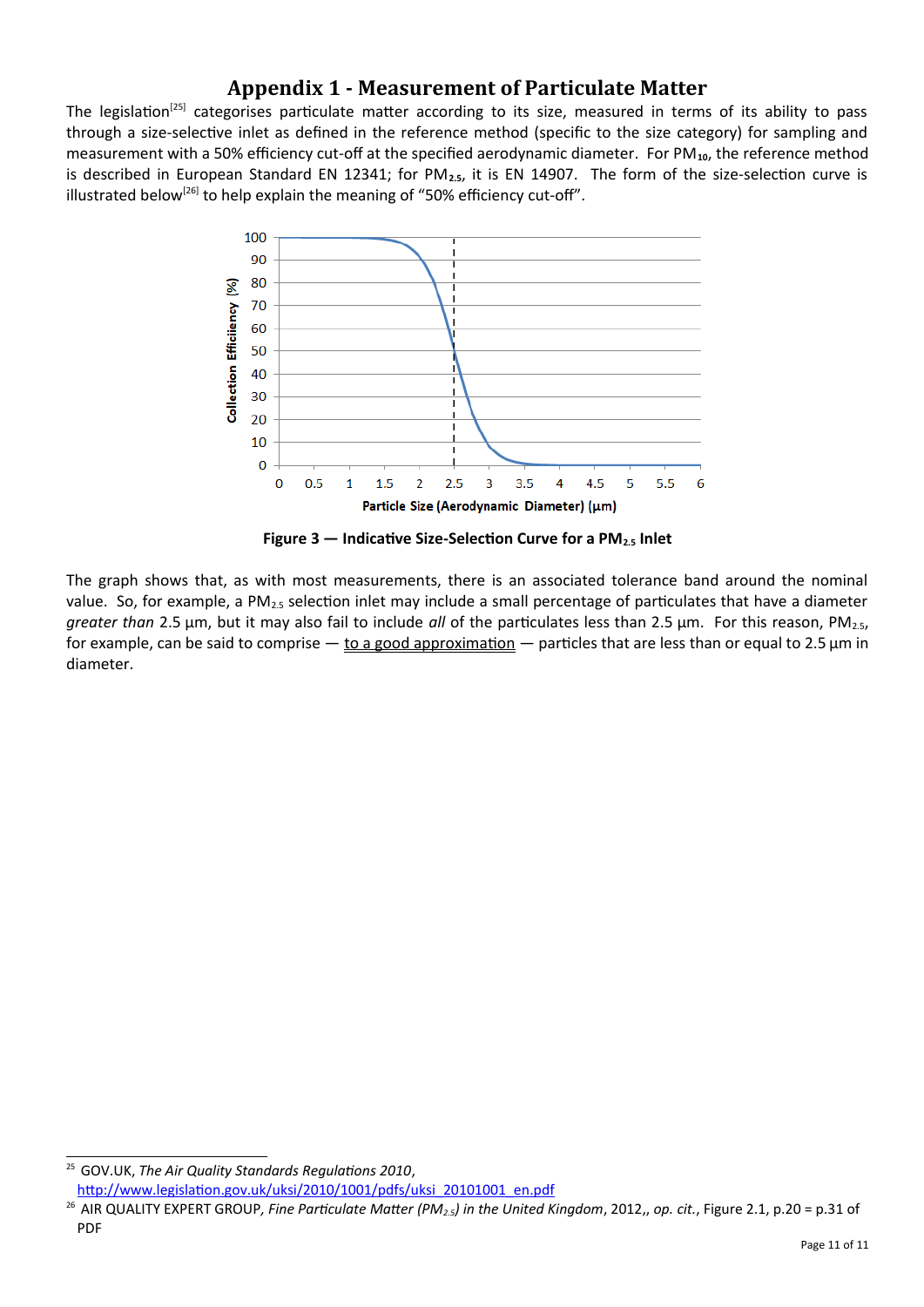# Appendix 1 - Measurement of Particulate Matter

The legislation[25] categorises particulate matter according to its size, measured in terms of its ability to pass through a size-selective inlet as defined in the reference method (specific to the size category) for sampling and measurement with a 50% efficiency cut-off at the specified aerodynamic diameter. For $PM_{10}$, the reference method is described in European Standard EN 12341; for $PM_{2.5}$, it is EN 14907. The form of the size-selection curve is illustrated below[26] to help explain the meaning of "50% efficiency cut-off".

Collection Efficiency (%)

100
90
80
70
60
50
40
30
20
10
0

0 0.5 1 1.5 2 2.5 3 3.5 4 4.5 5 5.5 6

Particle Size (Aerodynamic Diameter) (µm)

**Figure 3 — Indicative Size-Selection Curve for a $PM_{2.5}$ Inlet**

The graph shows that, as with most measurements, there is an associated tolerance band around the nominal value. So, for example, a $PM_{2.5}$ selection inlet may include a small percentage of particulates that have a diameter *greater than* 2.5 µm, but it may also fail to include *all* of the particulates less than 2.5 µm. For this reason, $PM_{2.5}$, for example, can be said to comprise — to a good approximation — particles that are less than or equal to 2.5 µm in diameter.

---

[25] GOV.UK, *The Air Quality Standards Regulations 2010*, http://www.legislation.gov.uk/uksi/2010/1001/pdfs/uksi_20101001_en.pdf

[26] AIR QUALITY EXPERT GROUP, *Fine Particulate Matter ($PM_{2.5}$) in the United Kingdom*, 2012,, *op. cit.*, Figure 2.1, p.20 = p.31 of PDF